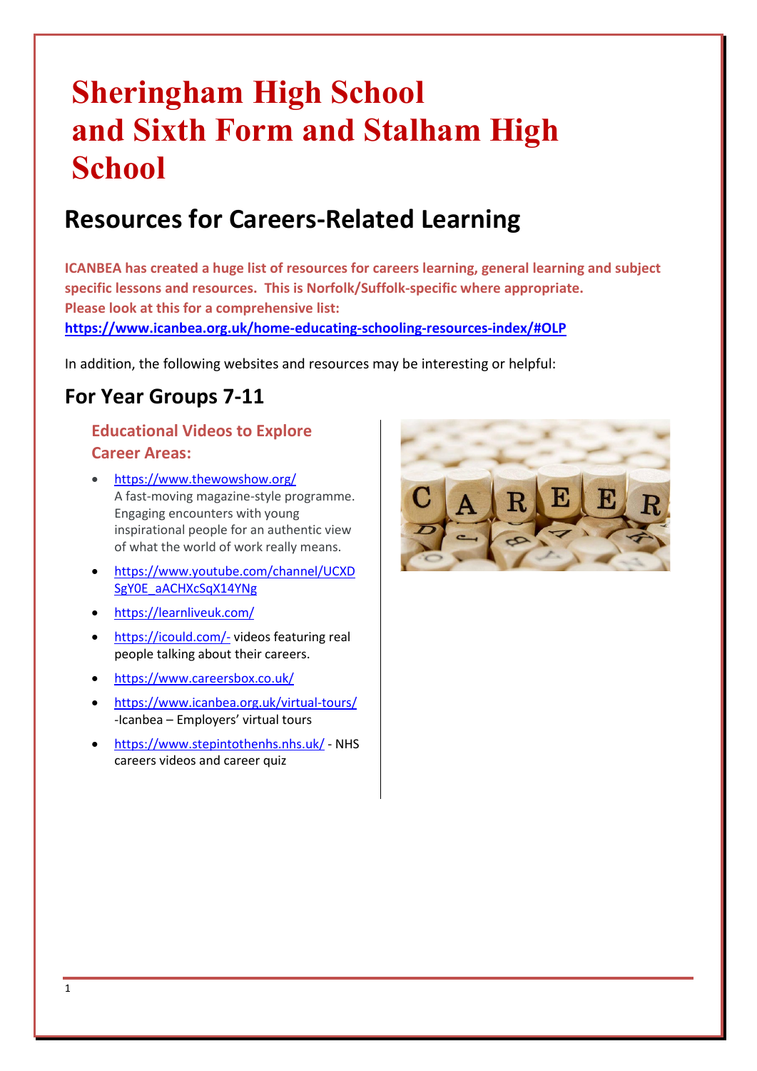# Sheringham High School and Sixth Form and Stalham High School

## Resources for Careers-Related Learning

**ICANBEA has created a huge list of resources for careers learning, general learning and subject specific lessons and resources. This is Norfolk/Suffolk-specific where appropriate. Please look at this for a comprehensive list:**
**https://www.icanbea.org.uk/home-educating-schooling-resources-index/#OLP**

In addition, the following websites and resources may be interesting or helpful:

## For Year Groups 7-11

### Educational Videos to Explore Career Areas:

- https://www.thewowshow.org/
  A fast-moving magazine-style programme. Engaging encounters with young inspirational people for an authentic view of what the world of work really means.
- https://www.youtube.com/channel/UCXDSgY0E_aACHXcSqX14YNg
- https://learnliveuk.com/
- https://icould.com/- videos featuring real people talking about their careers.
- https://www.careersbox.co.uk/
- https://www.icanbea.org.uk/virtual-tours/ -Icanbea – Employers' virtual tours
- https://www.stepintothenhs.nhs.uk/ - NHS careers videos and career quiz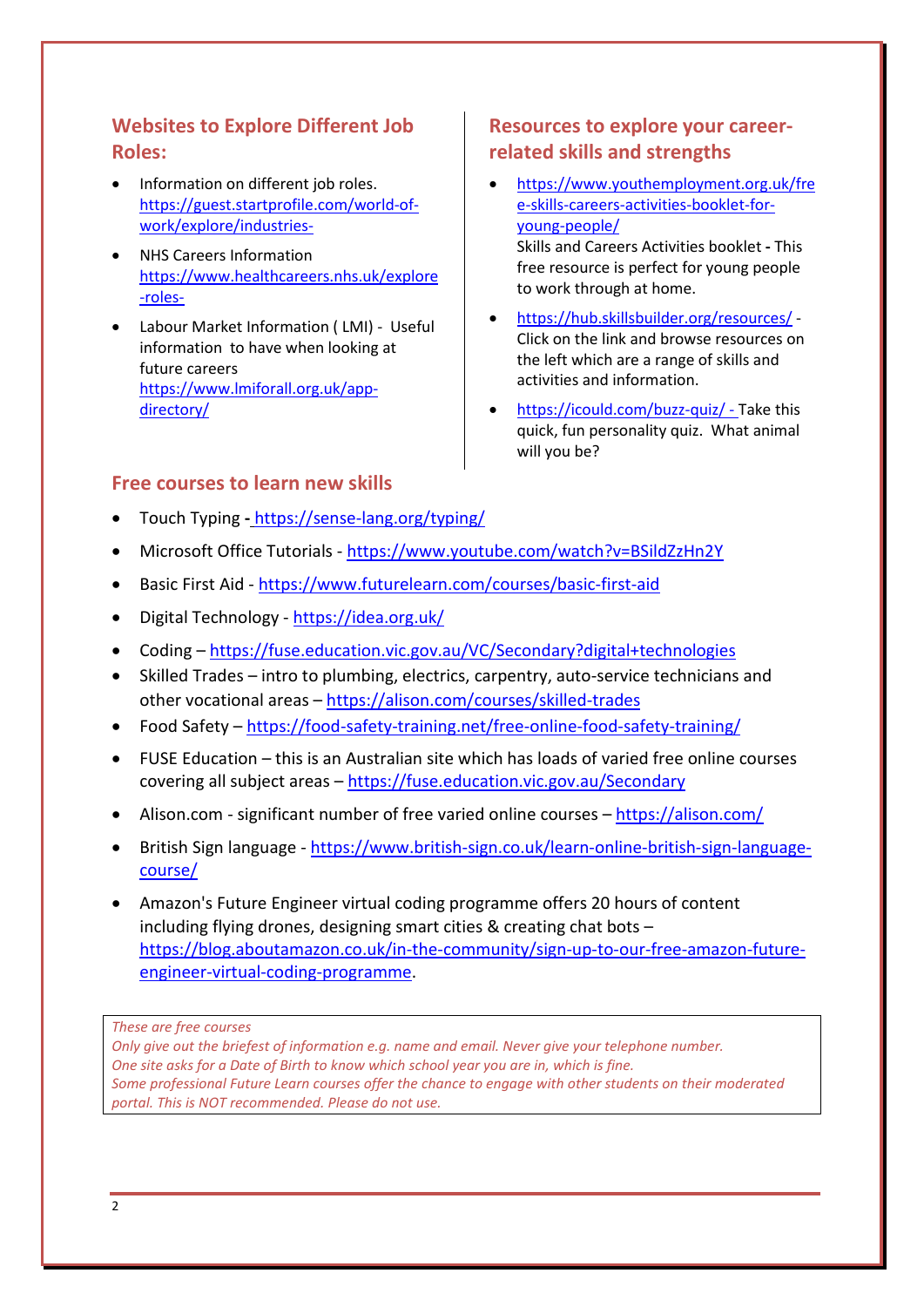## Websites to Explore Different Job Roles:

- Information on different job roles. https://guest.startprofile.com/world-of-work/explore/industries-
- NHS Careers Information https://www.healthcareers.nhs.uk/explore-roles-
- Labour Market Information ( LMI) - Useful information to have when looking at future careers https://www.lmiforall.org.uk/app-directory/

## Resources to explore your career-related skills and strengths

- https://www.youthemployment.org.uk/free-skills-careers-activities-booklet-for-young-people/
  Skills and Careers Activities booklet **-** This free resource is perfect for young people to work through at home.
- https://hub.skillsbuilder.org/resources/ - Click on the link and browse resources on the left which are a range of skills and activities and information.
- https://icould.com/buzz-quiz/ - Take this quick, fun personality quiz. What animal will you be?

## Free courses to learn new skills

- Touch Typing **-** https://sense-lang.org/typing/
- Microsoft Office Tutorials - https://www.youtube.com/watch?v=BSildZzHn2Y
- Basic First Aid - https://www.futurelearn.com/courses/basic-first-aid
- Digital Technology - https://idea.org.uk/
- Coding – https://fuse.education.vic.gov.au/VC/Secondary?digital+technologies
- Skilled Trades – intro to plumbing, electrics, carpentry, auto-service technicians and other vocational areas – https://alison.com/courses/skilled-trades
- Food Safety – https://food-safety-training.net/free-online-food-safety-training/
- FUSE Education – this is an Australian site which has loads of varied free online courses covering all subject areas – https://fuse.education.vic.gov.au/Secondary
- Alison.com - significant number of free varied online courses – https://alison.com/
- British Sign language - https://www.british-sign.co.uk/learn-online-british-sign-language-course/
- Amazon's Future Engineer virtual coding programme offers 20 hours of content including flying drones, designing smart cities & creating chat bots – https://blog.aboutamazon.co.uk/in-the-community/sign-up-to-our-free-amazon-future-engineer-virtual-coding-programme.

*These are free courses*
*Only give out the briefest of information e.g. name and email. Never give your telephone number.*
*One site asks for a Date of Birth to know which school year you are in, which is fine.*
*Some professional Future Learn courses offer the chance to engage with other students on their moderated portal. This is NOT recommended. Please do not use.*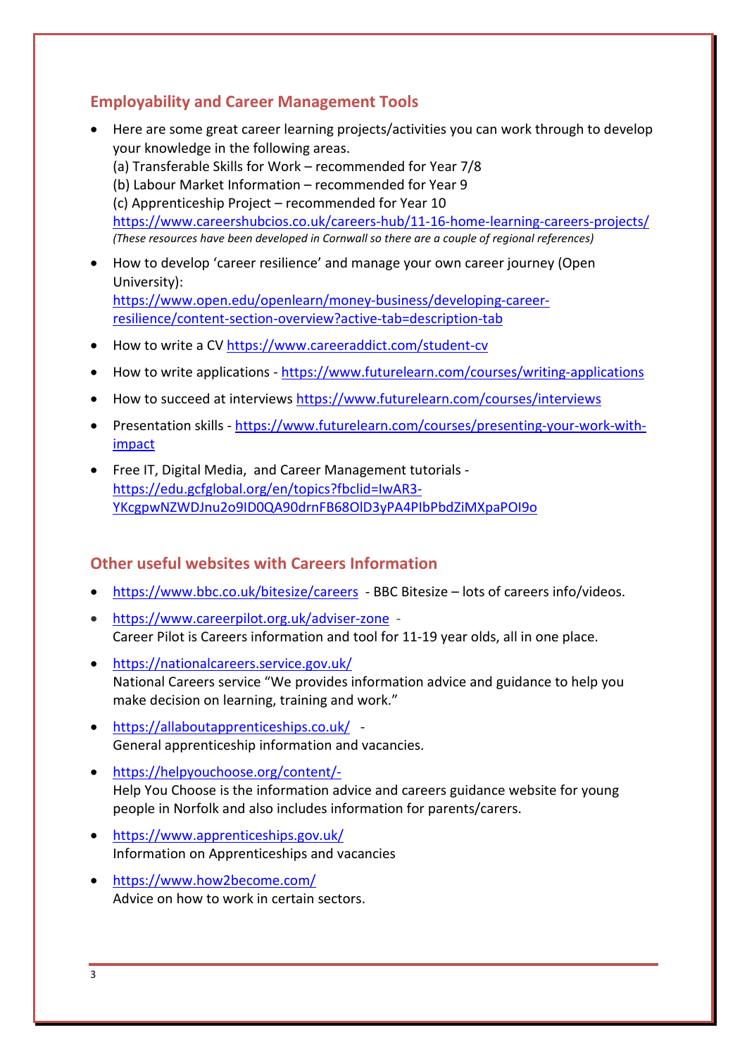## Employability and Career Management Tools

- Here are some great career learning projects/activities you can work through to develop your knowledge in the following areas.
  (a) Transferable Skills for Work – recommended for Year 7/8
  (b) Labour Market Information – recommended for Year 9
  (c) Apprenticeship Project – recommended for Year 10
  https://www.careershubcios.co.uk/careers-hub/11-16-home-learning-careers-projects/
  *(These resources have been developed in Cornwall so there are a couple of regional references)*
- How to develop 'career resilience' and manage your own career journey (Open University):
  https://www.open.edu/openlearn/money-business/developing-career-resilience/content-section-overview?active-tab=description-tab
- How to write a CV https://www.careeraddict.com/student-cv
- How to write applications - https://www.futurelearn.com/courses/writing-applications
- How to succeed at interviews https://www.futurelearn.com/courses/interviews
- Presentation skills - https://www.futurelearn.com/courses/presenting-your-work-with-impact
- Free IT, Digital Media, and Career Management tutorials - https://edu.gcfglobal.org/en/topics?fbclid=IwAR3-YKcgpwNZWDJnu2o9ID0QA90drnFB68OlD3yPA4PIbPbdZiMXpaPOI9o

## Other useful websites with Careers Information

- https://www.bbc.co.uk/bitesize/careers - BBC Bitesize – lots of careers info/videos.
- https://www.careerpilot.org.uk/adviser-zone -
  Career Pilot is Careers information and tool for 11-19 year olds, all in one place.
- https://nationalcareers.service.gov.uk/
  National Careers service "We provides information advice and guidance to help you make decision on learning, training and work."
- https://allaboutapprenticeships.co.uk/ -
  General apprenticeship information and vacancies.
- https://helpyouchoose.org/content/-
  Help You Choose is the information advice and careers guidance website for young people in Norfolk and also includes information for parents/carers.
- https://www.apprenticeships.gov.uk/
  Information on Apprenticeships and vacancies
- https://www.how2become.com/
  Advice on how to work in certain sectors.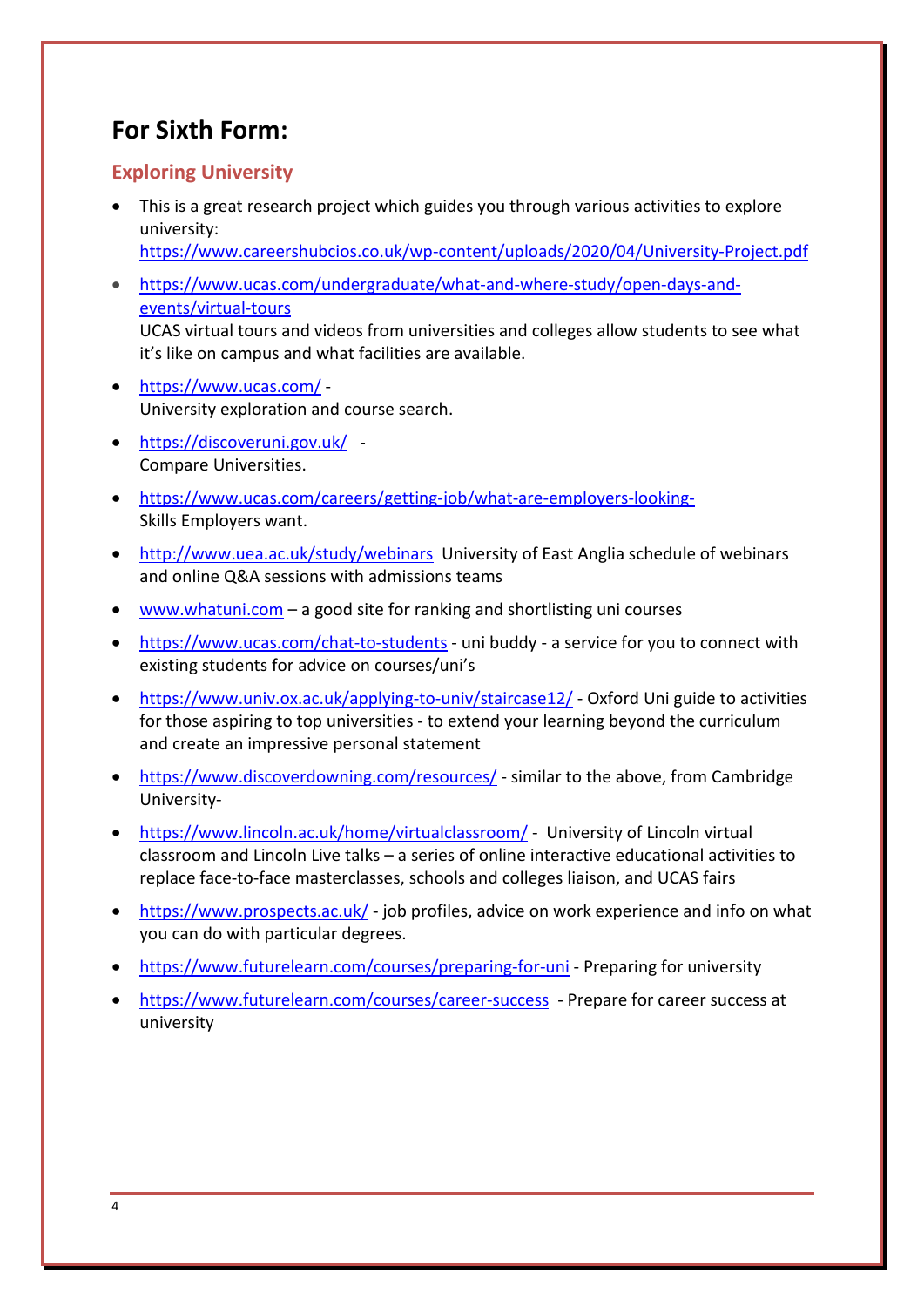# For Sixth Form:

## Exploring University

- This is a great research project which guides you through various activities to explore university: https://www.careershubcios.co.uk/wp-content/uploads/2020/04/University-Project.pdf
- https://www.ucas.com/undergraduate/what-and-where-study/open-days-and-events/virtual-tours
  UCAS virtual tours and videos from universities and colleges allow students to see what it's like on campus and what facilities are available.
- https://www.ucas.com/ -
  University exploration and course search.
- https://discoveruni.gov.uk/ -
  Compare Universities.
- https://www.ucas.com/careers/getting-job/what-are-employers-looking-
  Skills Employers want.
- http://www.uea.ac.uk/study/webinars University of East Anglia schedule of webinars and online Q&A sessions with admissions teams
- www.whatuni.com – a good site for ranking and shortlisting uni courses
- https://www.ucas.com/chat-to-students - uni buddy - a service for you to connect with existing students for advice on courses/uni's
- https://www.univ.ox.ac.uk/applying-to-univ/staircase12/ - Oxford Uni guide to activities for those aspiring to top universities - to extend your learning beyond the curriculum and create an impressive personal statement
- https://www.discoverdowning.com/resources/ - similar to the above, from Cambridge University-
- https://www.lincoln.ac.uk/home/virtualclassroom/ - University of Lincoln virtual classroom and Lincoln Live talks – a series of online interactive educational activities to replace face-to-face masterclasses, schools and colleges liaison, and UCAS fairs
- https://www.prospects.ac.uk/ - job profiles, advice on work experience and info on what you can do with particular degrees.
- https://www.futurelearn.com/courses/preparing-for-uni - Preparing for university
- https://www.futurelearn.com/courses/career-success - Prepare for career success at university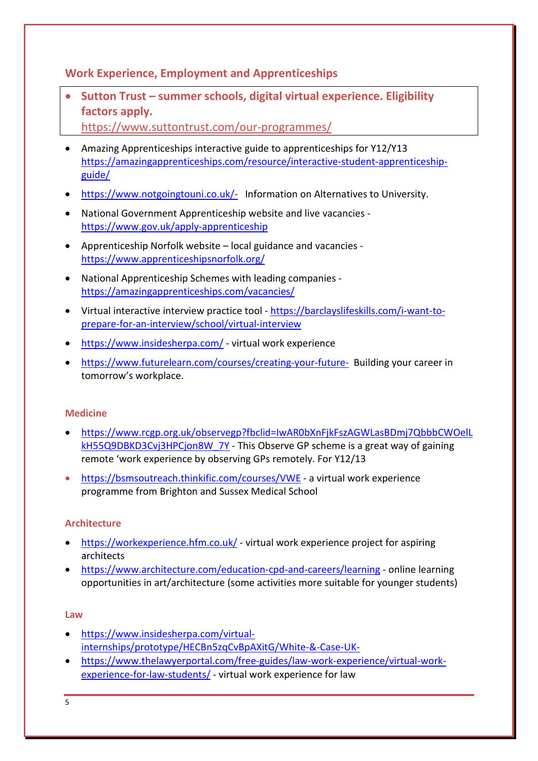## Work Experience, Employment and Apprenticeships

- **Sutton Trust – summer schools, digital virtual experience. Eligibility factors apply.** https://www.suttontrust.com/our-programmes/

- Amazing Apprenticeships interactive guide to apprenticeships for Y12/Y13 https://amazingapprenticeships.com/resource/interactive-student-apprenticeship-guide/
- https://www.notgoingtouni.co.uk/- Information on Alternatives to University.
- National Government Apprenticeship website and live vacancies - https://www.gov.uk/apply-apprenticeship
- Apprenticeship Norfolk website – local guidance and vacancies - https://www.apprenticeshipsnorfolk.org/
- National Apprenticeship Schemes with leading companies - https://amazingapprenticeships.com/vacancies/
- Virtual interactive interview practice tool - https://barclayslifeskills.com/i-want-to-prepare-for-an-interview/school/virtual-interview
- https://www.insidesherpa.com/ - virtual work experience
- https://www.futurelearn.com/courses/creating-your-future- Building your career in tomorrow's workplace.

### Medicine

- https://www.rcgp.org.uk/observegp?fbclid=IwAR0bXnFjkFszAGWLasBDmj7QbbbCWOelLkH55Q9DBKD3Cvj3HPCjon8W_7Y - This Observe GP scheme is a great way of gaining remote 'work experience by observing GPs remotely. For Y12/13
- https://bsmsoutreach.thinkific.com/courses/VWE - a virtual work experience programme from Brighton and Sussex Medical School

### Architecture

- https://workexperience.hfm.co.uk/ - virtual work experience project for aspiring architects
- https://www.architecture.com/education-cpd-and-careers/learning - online learning opportunities in art/architecture (some activities more suitable for younger students)

### Law

- https://www.insidesherpa.com/virtual-internships/prototype/HECBn5zqCvBpAXitG/White-&-Case-UK-
- https://www.thelawyerportal.com/free-guides/law-work-experience/virtual-work-experience-for-law-students/ - virtual work experience for law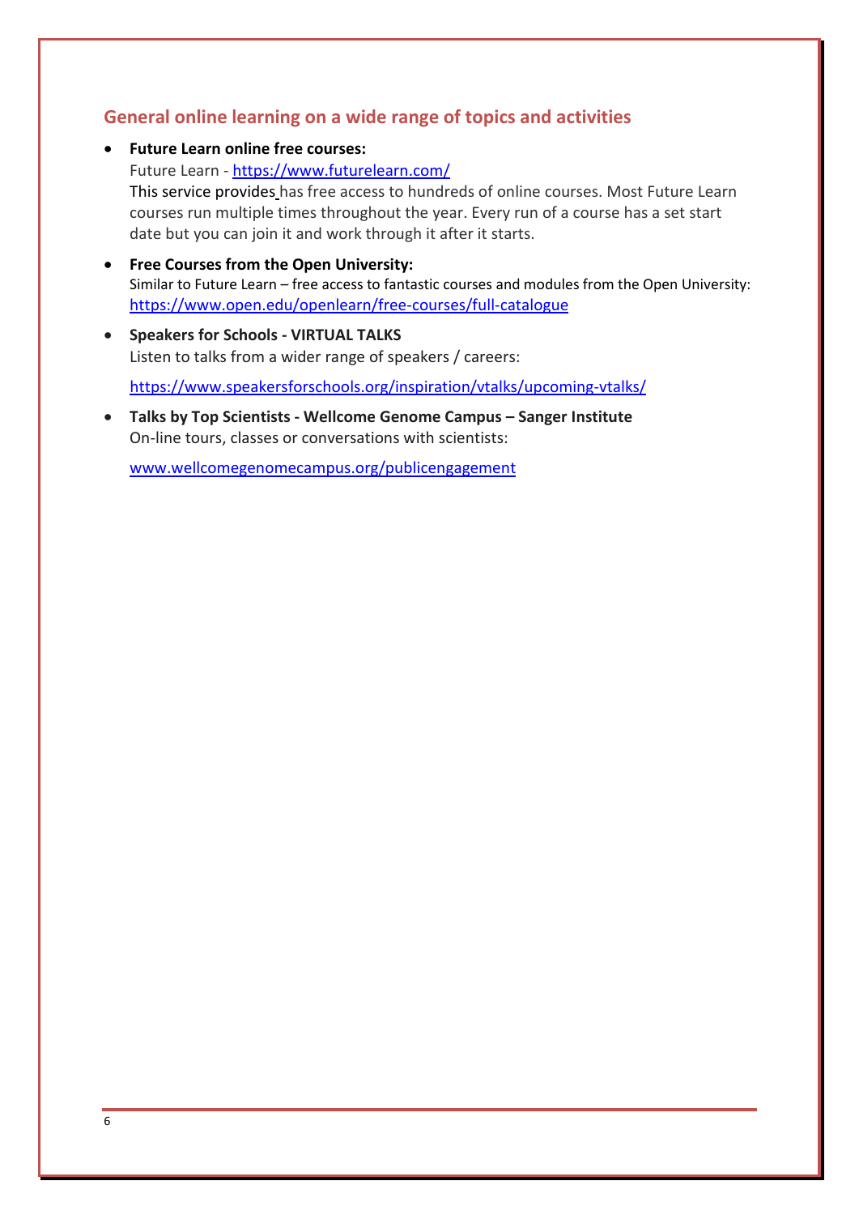## General online learning on a wide range of topics and activities

- **Future Learn online free courses:**
  Future Learn - https://www.futurelearn.com/
  This service provides has free access to hundreds of online courses. Most Future Learn courses run multiple times throughout the year. Every run of a course has a set start date but you can join it and work through it after it starts.
- **Free Courses from the Open University:**
  Similar to Future Learn – free access to fantastic courses and modules from the Open University: https://www.open.edu/openlearn/free-courses/full-catalogue
- **Speakers for Schools - VIRTUAL TALKS**
  Listen to talks from a wider range of speakers / careers:

  https://www.speakersforschools.org/inspiration/vtalks/upcoming-vtalks/
- **Talks by Top Scientists - Wellcome Genome Campus – Sanger Institute**
  On-line tours, classes or conversations with scientists:

  www.wellcomegenomecampus.org/publicengagement